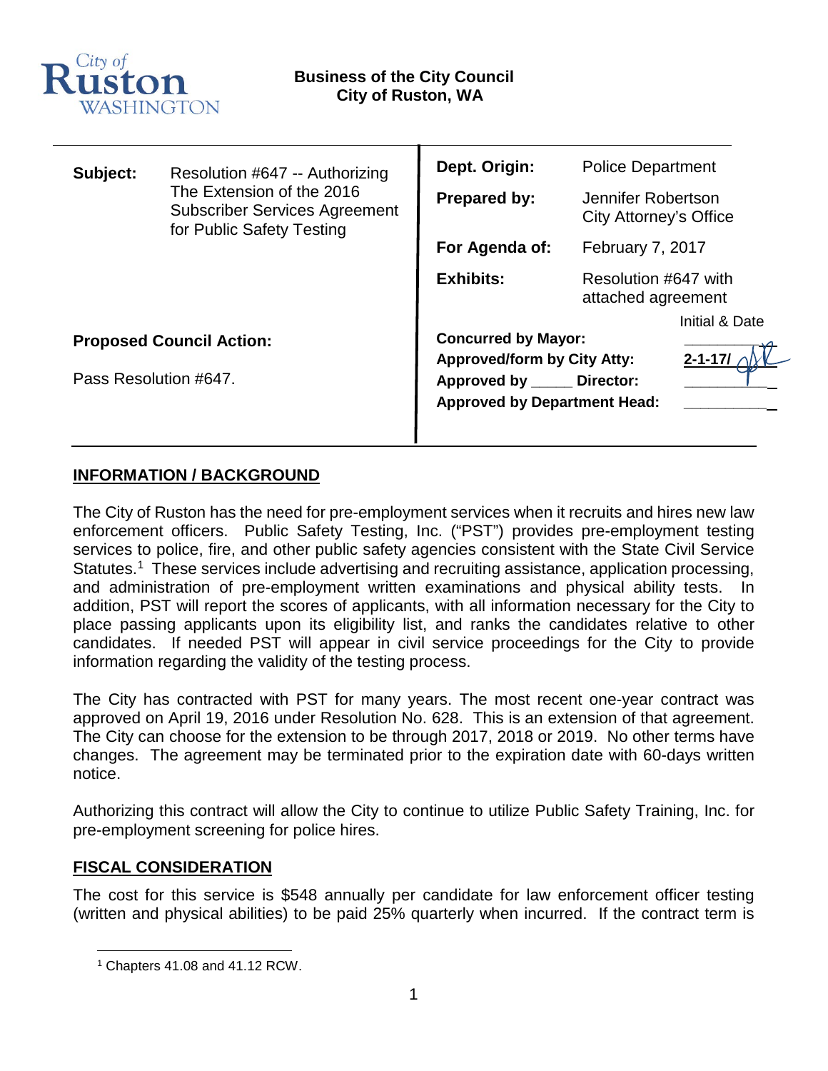City of Ruston WASHINGTON

**Business of the City Council**
**City of Ruston, WA**

| | | | |
|---|---|---|---|
| **Subject:** | Resolution #647 -- Authorizing The Extension of the 2016 Subscriber Services Agreement for Public Safety Testing | **Dept. Origin:** | Police Department |
| | | **Prepared by:** | Jennifer Robertson City Attorney's Office |
| | | **For Agenda of:** | February 7, 2017 |
| | | **Exhibits:** | Resolution #647 with attached agreement |

**Proposed Council Action:**

Pass Resolution #647.

| | Initial & Date |
|---|---|
| **Concurred by Mayor:** | |
| **Approved/form by City Atty:** | 2-1-17/ |
| **Approved by _____ Director:** | |
| **Approved by Department Head:** | |

## INFORMATION / BACKGROUND

The City of Ruston has the need for pre-employment services when it recruits and hires new law enforcement officers. Public Safety Testing, Inc. ("PST") provides pre-employment testing services to police, fire, and other public safety agencies consistent with the State Civil Service Statutes.[1] These services include advertising and recruiting assistance, application processing, and administration of pre-employment written examinations and physical ability tests. In addition, PST will report the scores of applicants, with all information necessary for the City to place passing applicants upon its eligibility list, and ranks the candidates relative to other candidates. If needed PST will appear in civil service proceedings for the City to provide information regarding the validity of the testing process.

The City has contracted with PST for many years. The most recent one-year contract was approved on April 19, 2016 under Resolution No. 628. This is an extension of that agreement. The City can choose for the extension to be through 2017, 2018 or 2019. No other terms have changes. The agreement may be terminated prior to the expiration date with 60-days written notice.

Authorizing this contract will allow the City to continue to utilize Public Safety Training, Inc. for pre-employment screening for police hires.

## FISCAL CONSIDERATION

The cost for this service is $548 annually per candidate for law enforcement officer testing (written and physical abilities) to be paid 25% quarterly when incurred. If the contract term is

[1] Chapters 41.08 and 41.12 RCW.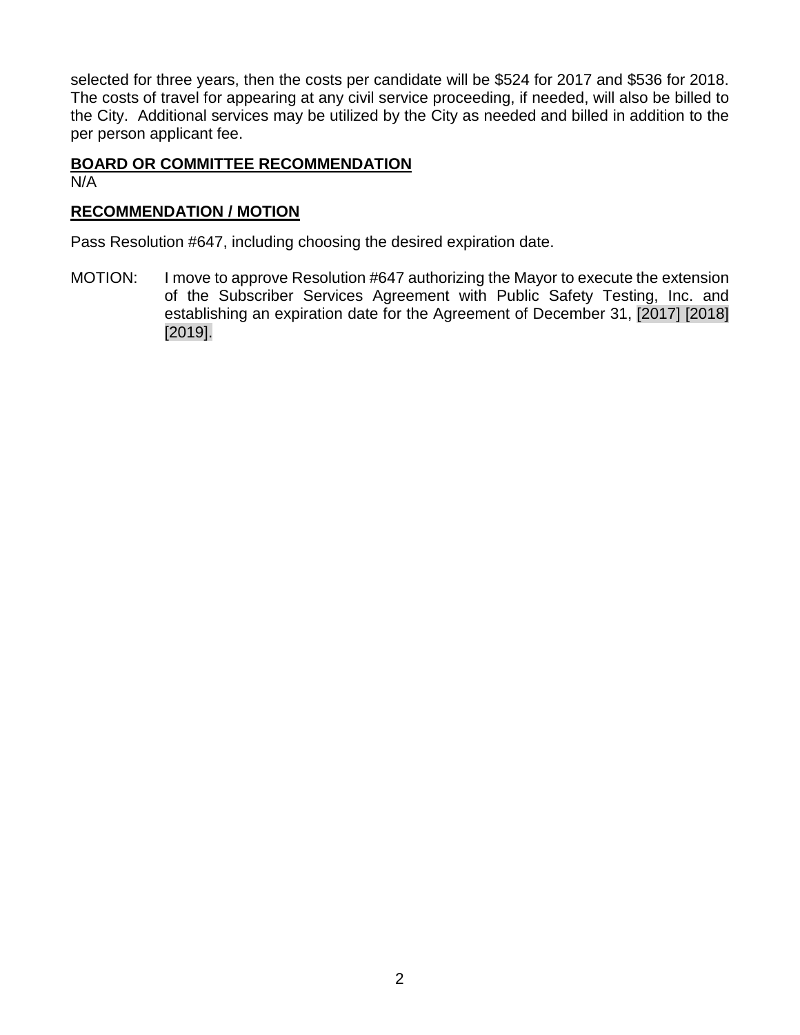selected for three years, then the costs per candidate will be $524 for 2017 and $536 for 2018. The costs of travel for appearing at any civil service proceeding, if needed, will also be billed to the City. Additional services may be utilized by the City as needed and billed in addition to the per person applicant fee.

**BOARD OR COMMITTEE RECOMMENDATION**

N/A

**RECOMMENDATION / MOTION**

Pass Resolution #647, including choosing the desired expiration date.

MOTION: I move to approve Resolution #647 authorizing the Mayor to execute the extension of the Subscriber Services Agreement with Public Safety Testing, Inc. and establishing an expiration date for the Agreement of December 31, [2017] [2018] [2019].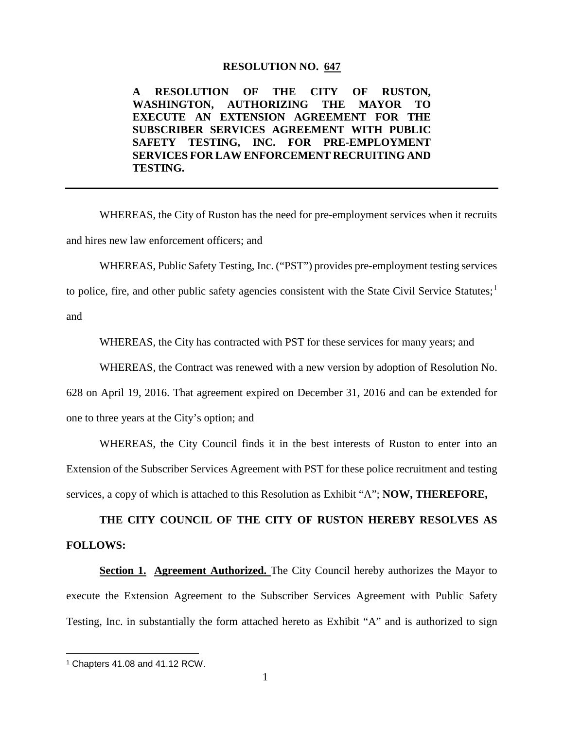**RESOLUTION NO. 647**

**A RESOLUTION OF THE CITY OF RUSTON, WASHINGTON, AUTHORIZING THE MAYOR TO EXECUTE AN EXTENSION AGREEMENT FOR THE SUBSCRIBER SERVICES AGREEMENT WITH PUBLIC SAFETY TESTING, INC. FOR PRE-EMPLOYMENT SERVICES FOR LAW ENFORCEMENT RECRUITING AND TESTING.**

---

WHEREAS, the City of Ruston has the need for pre-employment services when it recruits and hires new law enforcement officers; and

WHEREAS, Public Safety Testing, Inc. ("PST") provides pre-employment testing services to police, fire, and other public safety agencies consistent with the State Civil Service Statutes;[1] and

WHEREAS, the City has contracted with PST for these services for many years; and

WHEREAS, the Contract was renewed with a new version by adoption of Resolution No. 628 on April 19, 2016. That agreement expired on December 31, 2016 and can be extended for one to three years at the City's option; and

WHEREAS, the City Council finds it in the best interests of Ruston to enter into an Extension of the Subscriber Services Agreement with PST for these police recruitment and testing services, a copy of which is attached to this Resolution as Exhibit "A"; **NOW, THEREFORE,**

**THE CITY COUNCIL OF THE CITY OF RUSTON HEREBY RESOLVES AS FOLLOWS:**

**Section 1. Agreement Authorized.** The City Council hereby authorizes the Mayor to execute the Extension Agreement to the Subscriber Services Agreement with Public Safety Testing, Inc. in substantially the form attached hereto as Exhibit "A" and is authorized to sign

---

[1] Chapters 41.08 and 41.12 RCW.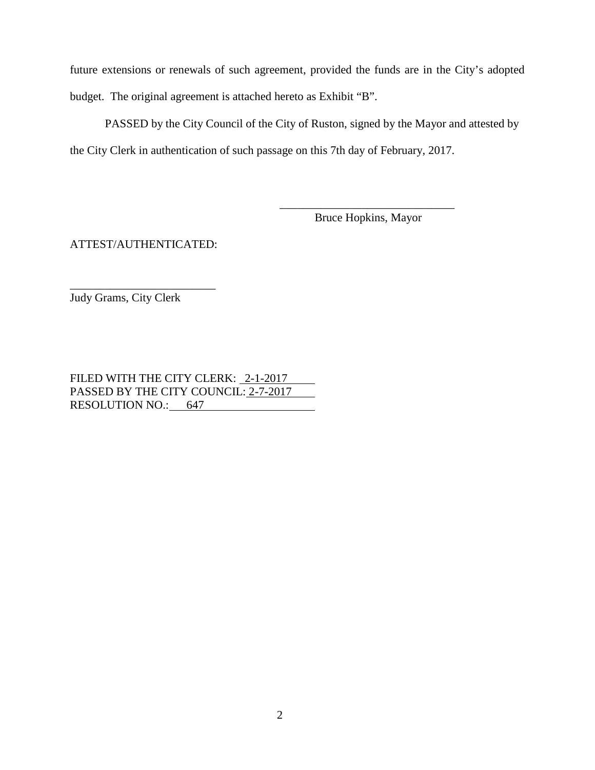future extensions or renewals of such agreement, provided the funds are in the City's adopted budget. The original agreement is attached hereto as Exhibit "B".

PASSED by the City Council of the City of Ruston, signed by the Mayor and attested by the City Clerk in authentication of such passage on this 7th day of February, 2017.

______________________________
Bruce Hopkins, Mayor

ATTEST/AUTHENTICATED:

_________________________
Judy Grams, City Clerk

FILED WITH THE CITY CLERK: 2-1-2017
PASSED BY THE CITY COUNCIL: 2-7-2017
RESOLUTION NO.: 647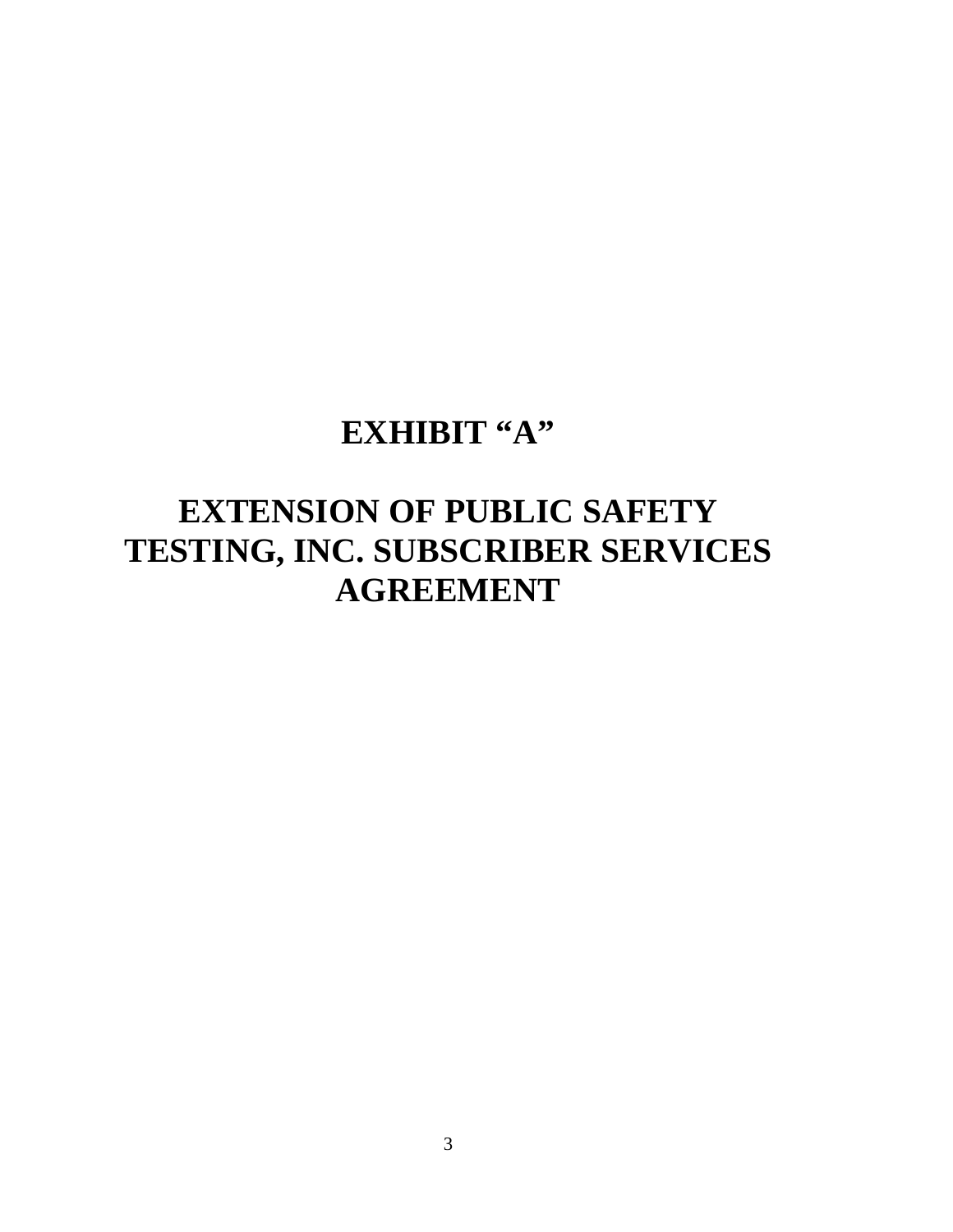# EXHIBIT "A"

# EXTENSION OF PUBLIC SAFETY TESTING, INC. SUBSCRIBER SERVICES AGREEMENT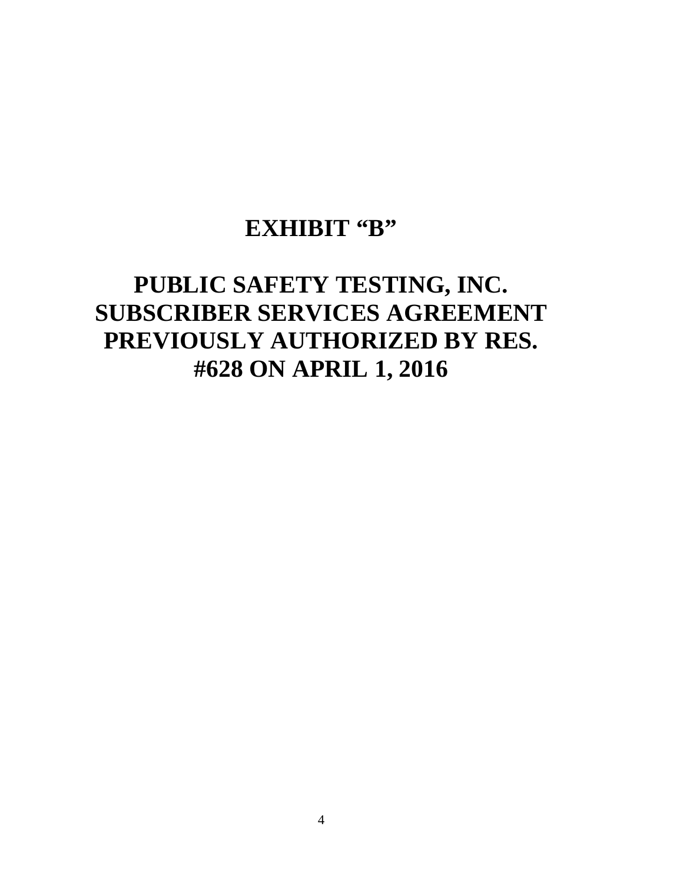# EXHIBIT "B"

# PUBLIC SAFETY TESTING, INC. SUBSCRIBER SERVICES AGREEMENT PREVIOUSLY AUTHORIZED BY RES. #628 ON APRIL 1, 2016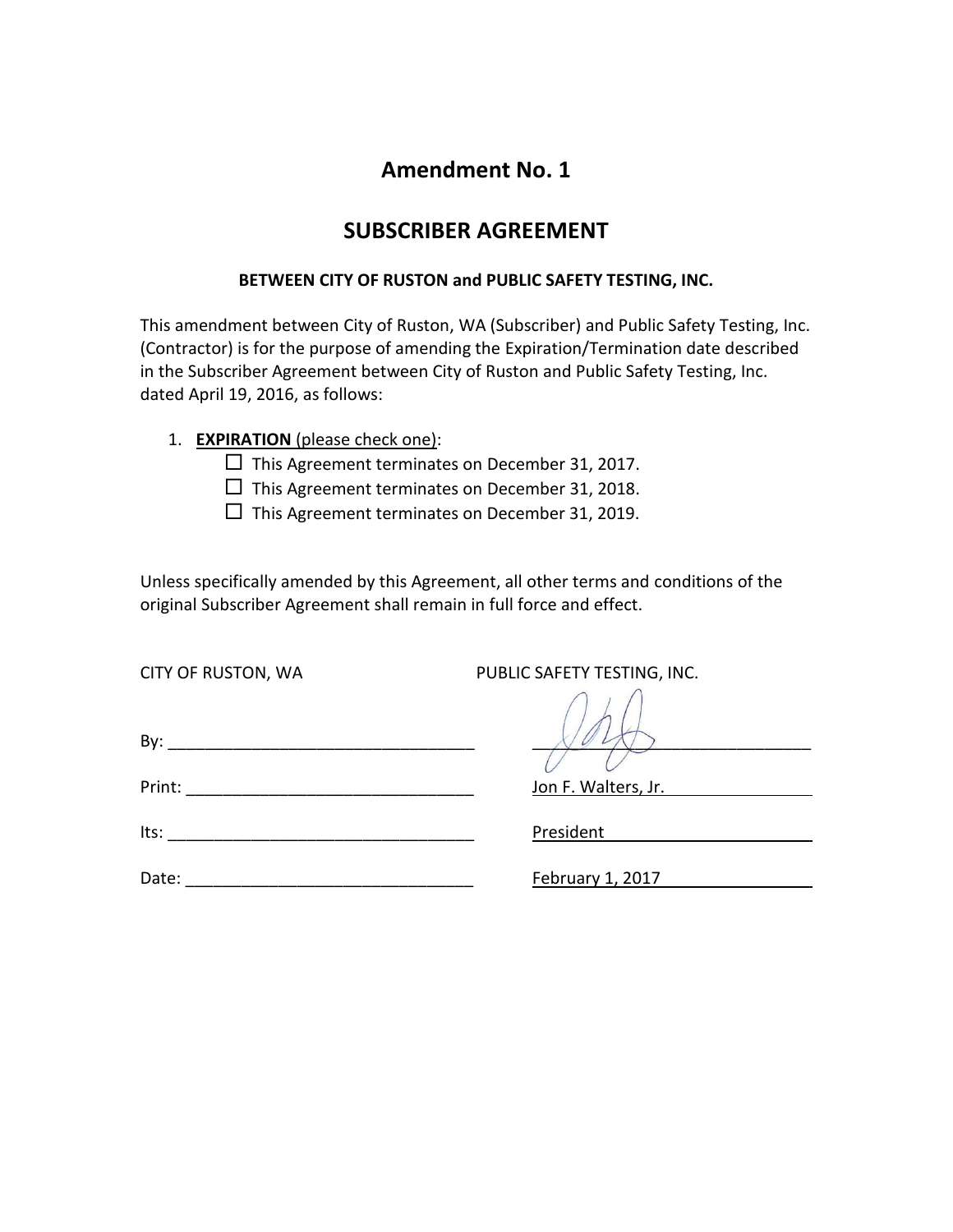# Amendment No. 1

## SUBSCRIBER AGREEMENT

**BETWEEN CITY OF RUSTON and PUBLIC SAFETY TESTING, INC.**

This amendment between City of Ruston, WA (Subscriber) and Public Safety Testing, Inc. (Contractor) is for the purpose of amending the Expiration/Termination date described in the Subscriber Agreement between City of Ruston and Public Safety Testing, Inc. dated April 19, 2016, as follows:

1. **EXPIRATION** (please check one):
   - ☐ This Agreement terminates on December 31, 2017.
   - ☐ This Agreement terminates on December 31, 2018.
   - ☐ This Agreement terminates on December 31, 2019.

Unless specifically amended by this Agreement, all other terms and conditions of the original Subscriber Agreement shall remain in full force and effect.

| CITY OF RUSTON, WA | PUBLIC SAFETY TESTING, INC. |
|---|---|
| By: ______________________ | [signature] |
| Print: ______________________ | Jon F. Walters, Jr. |
| Its: ______________________ | President |
| Date: ______________________ | February 1, 2017 |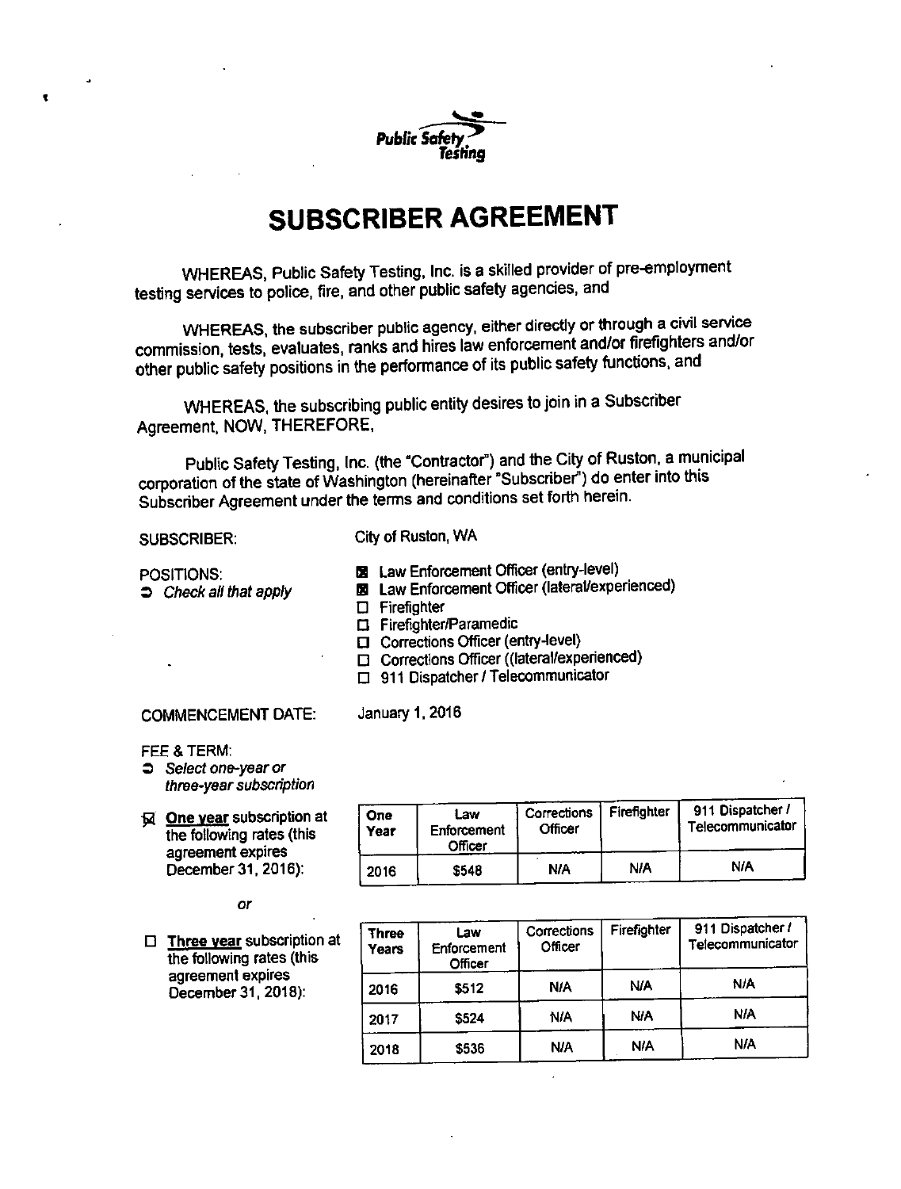Public Safety Testing

# SUBSCRIBER AGREEMENT

WHEREAS, Public Safety Testing, Inc. is a skilled provider of pre-employment testing services to police, fire, and other public safety agencies, and

WHEREAS, the subscriber public agency, either directly or through a civil service commission, tests, evaluates, ranks and hires law enforcement and/or firefighters and/or other public safety positions in the performance of its public safety functions, and

WHEREAS, the subscribing public entity desires to join in a Subscriber Agreement, NOW, THEREFORE,

Public Safety Testing, Inc. (the "Contractor") and the City of Ruston, a municipal corporation of the state of Washington (hereinafter "Subscriber") do enter into this Subscriber Agreement under the terms and conditions set forth herein.

SUBSCRIBER: City of Ruston, WA

POSITIONS:
➲ *Check all that apply*

- ☒ Law Enforcement Officer (entry-level)
- ☒ Law Enforcement Officer (lateral/experienced)
- ☐ Firefighter
- ☐ Firefighter/Paramedic
- ☐ Corrections Officer (entry-level)
- ☐ Corrections Officer ((lateral/experienced)
- ☐ 911 Dispatcher / Telecommunicator

COMMENCEMENT DATE: January 1, 2016

FEE & TERM:
➲ *Select one-year or three-year subscription*

☒ **One year** subscription at the following rates (this agreement expires December 31, 2016):

| One Year | Law Enforcement Officer | Corrections Officer | Firefighter | 911 Dispatcher / Telecommunicator |
|---|---|---|---|---|
| 2016 | $548 | N/A | N/A | N/A |

*or*

☐ **Three year** subscription at the following rates (this agreement expires December 31, 2018):

| Three Years | Law Enforcement Officer | Corrections Officer | Firefighter | 911 Dispatcher / Telecommunicator |
|---|---|---|---|---|
| 2016 | $512 | N/A | N/A | N/A |
| 2017 | $524 | N/A | N/A | N/A |
| 2018 | $536 | N/A | N/A | N/A |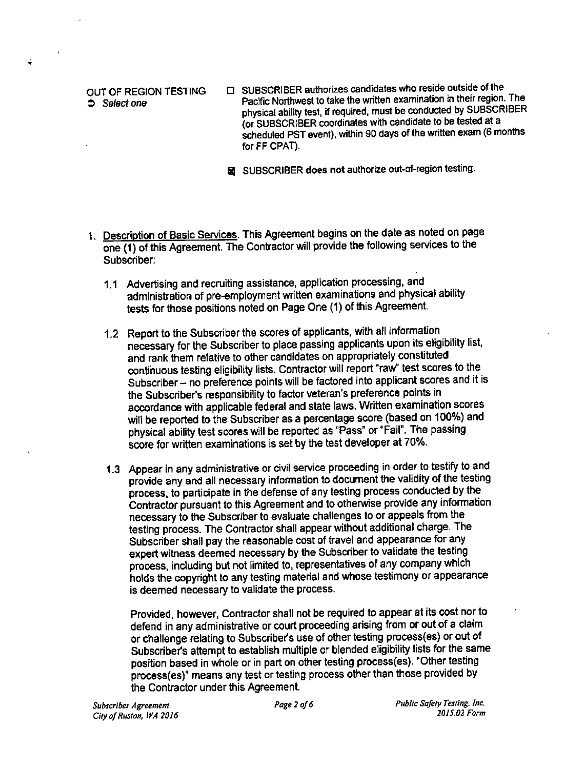OUT OF REGION TESTING
➲ *Select one*

☐ SUBSCRIBER authorizes candidates who reside outside of the Pacific Northwest to take the written examination in their region. The physical ability test, if required, must be conducted by SUBSCRIBER (or SUBSCRIBER coordinates with candidate to be tested at a scheduled PST event), within 90 days of the written exam (6 months for FF CPAT).

☒ SUBSCRIBER **does not** authorize out-of-region testing.

1. Description of Basic Services. This Agreement begins on the date as noted on page one (1) of this Agreement. The Contractor will provide the following services to the Subscriber:

   1.1 Advertising and recruiting assistance, application processing, and administration of pre-employment written examinations and physical ability tests for those positions noted on Page One (1) of this Agreement.

   1.2 Report to the Subscriber the scores of applicants, with all information necessary for the Subscriber to place passing applicants upon its eligibility list, and rank them relative to other candidates on appropriately constituted continuous testing eligibility lists. Contractor will report "raw" test scores to the Subscriber – no preference points will be factored into applicant scores and it is the Subscriber's responsibility to factor veteran's preference points in accordance with applicable federal and state laws. Written examination scores will be reported to the Subscriber as a percentage score (based on 100%) and physical ability test scores will be reported as "Pass" or "Fail". The passing score for written examinations is set by the test developer at 70%.

   1.3 Appear in any administrative or civil service proceeding in order to testify to and provide any and all necessary information to document the validity of the testing process, to participate in the defense of any testing process conducted by the Contractor pursuant to this Agreement and to otherwise provide any information necessary to the Subscriber to evaluate challenges to or appeals from the testing process. The Contractor shall appear without additional charge. The Subscriber shall pay the reasonable cost of travel and appearance for any expert witness deemed necessary by the Subscriber to validate the testing process, including but not limited to, representatives of any company which holds the copyright to any testing material and whose testimony or appearance is deemed necessary to validate the process.

   Provided, however, Contractor shall not be required to appear at its cost nor to defend in any administrative or court proceeding arising from or out of a claim or challenge relating to Subscriber's use of other testing process(es) or out of Subscriber's attempt to establish multiple or blended eligibility lists for the same position based in whole or in part on other testing process(es). "Other testing process(es)" means any test or testing process other than those provided by the Contractor under this Agreement.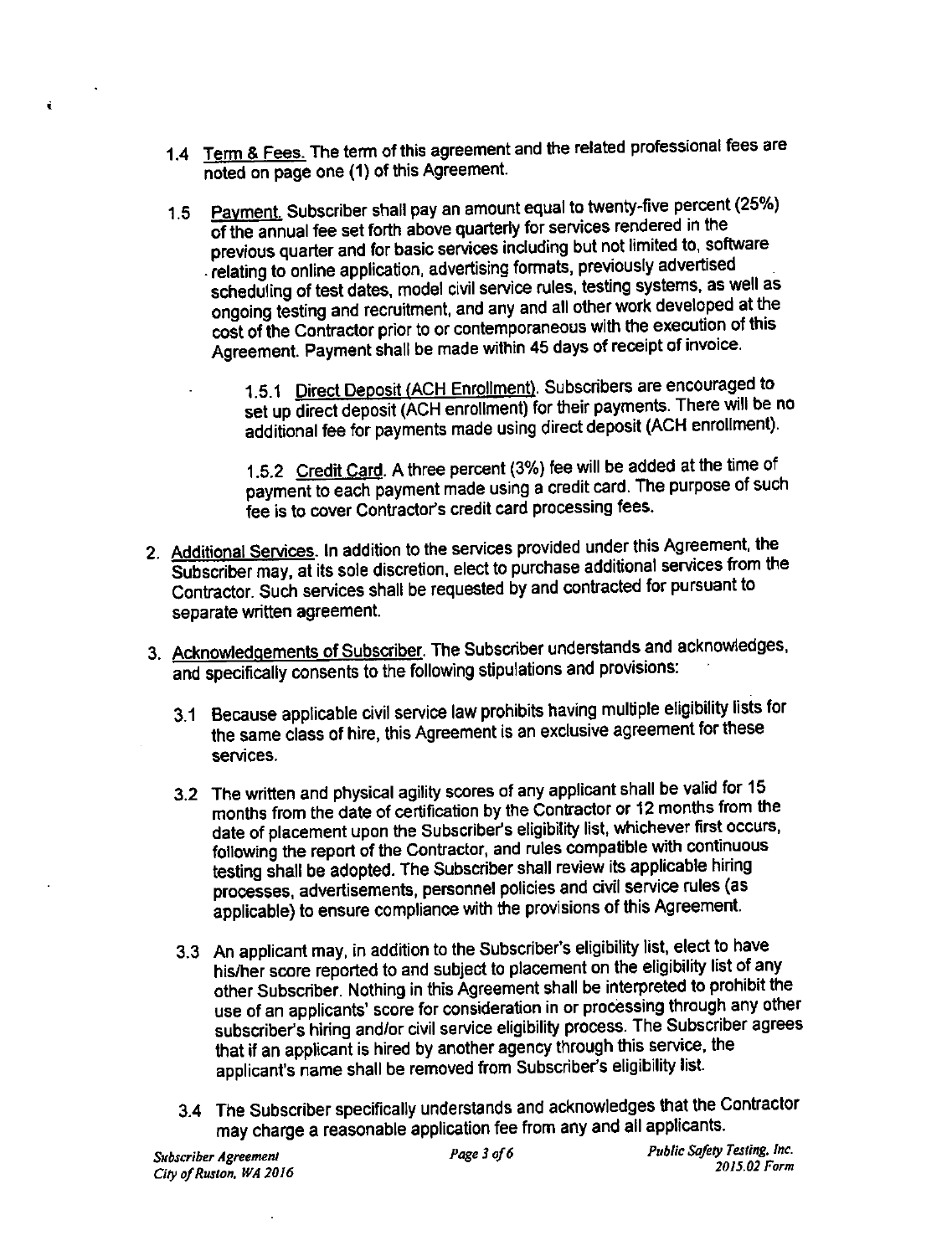1.4 Term & Fees. The term of this agreement and the related professional fees are noted on page one (1) of this Agreement.

1.5 Payment. Subscriber shall pay an amount equal to twenty-five percent (25%) of the annual fee set forth above quarterly for services rendered in the previous quarter and for basic services including but not limited to, software relating to online application, advertising formats, previously advertised scheduling of test dates, model civil service rules, testing systems, as well as ongoing testing and recruitment, and any and all other work developed at the cost of the Contractor prior to or contemporaneous with the execution of this Agreement. Payment shall be made within 45 days of receipt of invoice.

1.5.1 Direct Deposit (ACH Enrollment). Subscribers are encouraged to set up direct deposit (ACH enrollment) for their payments. There will be no additional fee for payments made using direct deposit (ACH enrollment).

1.5.2 Credit Card. A three percent (3%) fee will be added at the time of payment to each payment made using a credit card. The purpose of such fee is to cover Contractor's credit card processing fees.

2. Additional Services. In addition to the services provided under this Agreement, the Subscriber may, at its sole discretion, elect to purchase additional services from the Contractor. Such services shall be requested by and contracted for pursuant to separate written agreement.

3. Acknowledgements of Subscriber. The Subscriber understands and acknowledges, and specifically consents to the following stipulations and provisions:

3.1 Because applicable civil service law prohibits having multiple eligibility lists for the same class of hire, this Agreement is an exclusive agreement for these services.

3.2 The written and physical agility scores of any applicant shall be valid for 15 months from the date of certification by the Contractor or 12 months from the date of placement upon the Subscriber's eligibility list, whichever first occurs, following the report of the Contractor, and rules compatible with continuous testing shall be adopted. The Subscriber shall review its applicable hiring processes, advertisements, personnel policies and civil service rules (as applicable) to ensure compliance with the provisions of this Agreement.

3.3 An applicant may, in addition to the Subscriber's eligibility list, elect to have his/her score reported to and subject to placement on the eligibility list of any other Subscriber. Nothing in this Agreement shall be interpreted to prohibit the use of an applicants' score for consideration in or processing through any other subscriber's hiring and/or civil service eligibility process. The Subscriber agrees that if an applicant is hired by another agency through this service, the applicant's name shall be removed from Subscriber's eligibility list.

3.4 The Subscriber specifically understands and acknowledges that the Contractor may charge a reasonable application fee from any and all applicants.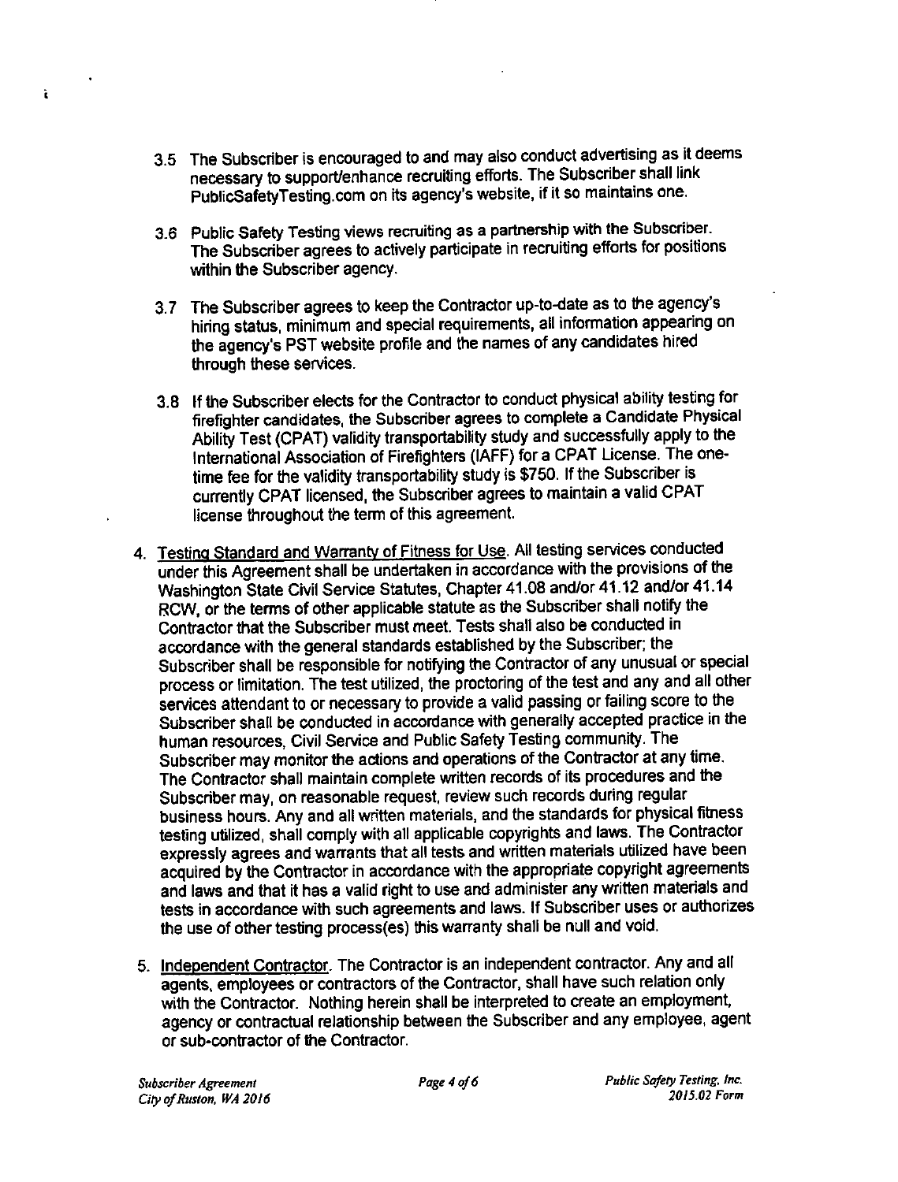3.5 The Subscriber is encouraged to and may also conduct advertising as it deems necessary to support/enhance recruiting efforts. The Subscriber shall link PublicSafetyTesting.com on its agency's website, if it so maintains one.

3.6 Public Safety Testing views recruiting as a partnership with the Subscriber. The Subscriber agrees to actively participate in recruiting efforts for positions within the Subscriber agency.

3.7 The Subscriber agrees to keep the Contractor up-to-date as to the agency's hiring status, minimum and special requirements, all information appearing on the agency's PST website profile and the names of any candidates hired through these services.

3.8 If the Subscriber elects for the Contractor to conduct physical ability testing for firefighter candidates, the Subscriber agrees to complete a Candidate Physical Ability Test (CPAT) validity transportability study and successfully apply to the International Association of Firefighters (IAFF) for a CPAT License. The one-time fee for the validity transportability study is $750. If the Subscriber is currently CPAT licensed, the Subscriber agrees to maintain a valid CPAT license throughout the term of this agreement.

4. Testing Standard and Warranty of Fitness for Use. All testing services conducted under this Agreement shall be undertaken in accordance with the provisions of the Washington State Civil Service Statutes, Chapter 41.08 and/or 41.12 and/or 41.14 RCW, or the terms of other applicable statute as the Subscriber shall notify the Contractor that the Subscriber must meet. Tests shall also be conducted in accordance with the general standards established by the Subscriber; the Subscriber shall be responsible for notifying the Contractor of any unusual or special process or limitation. The test utilized, the proctoring of the test and any and all other services attendant to or necessary to provide a valid passing or failing score to the Subscriber shall be conducted in accordance with generally accepted practice in the human resources, Civil Service and Public Safety Testing community. The Subscriber may monitor the actions and operations of the Contractor at any time. The Contractor shall maintain complete written records of its procedures and the Subscriber may, on reasonable request, review such records during regular business hours. Any and all written materials, and the standards for physical fitness testing utilized, shall comply with all applicable copyrights and laws. The Contractor expressly agrees and warrants that all tests and written materials utilized have been acquired by the Contractor in accordance with the appropriate copyright agreements and laws and that it has a valid right to use and administer any written materials and tests in accordance with such agreements and laws. If Subscriber uses or authorizes the use of other testing process(es) this warranty shall be null and void.

5. Independent Contractor. The Contractor is an independent contractor. Any and all agents, employees or contractors of the Contractor, shall have such relation only with the Contractor. Nothing herein shall be interpreted to create an employment, agency or contractual relationship between the Subscriber and any employee, agent or sub-contractor of the Contractor.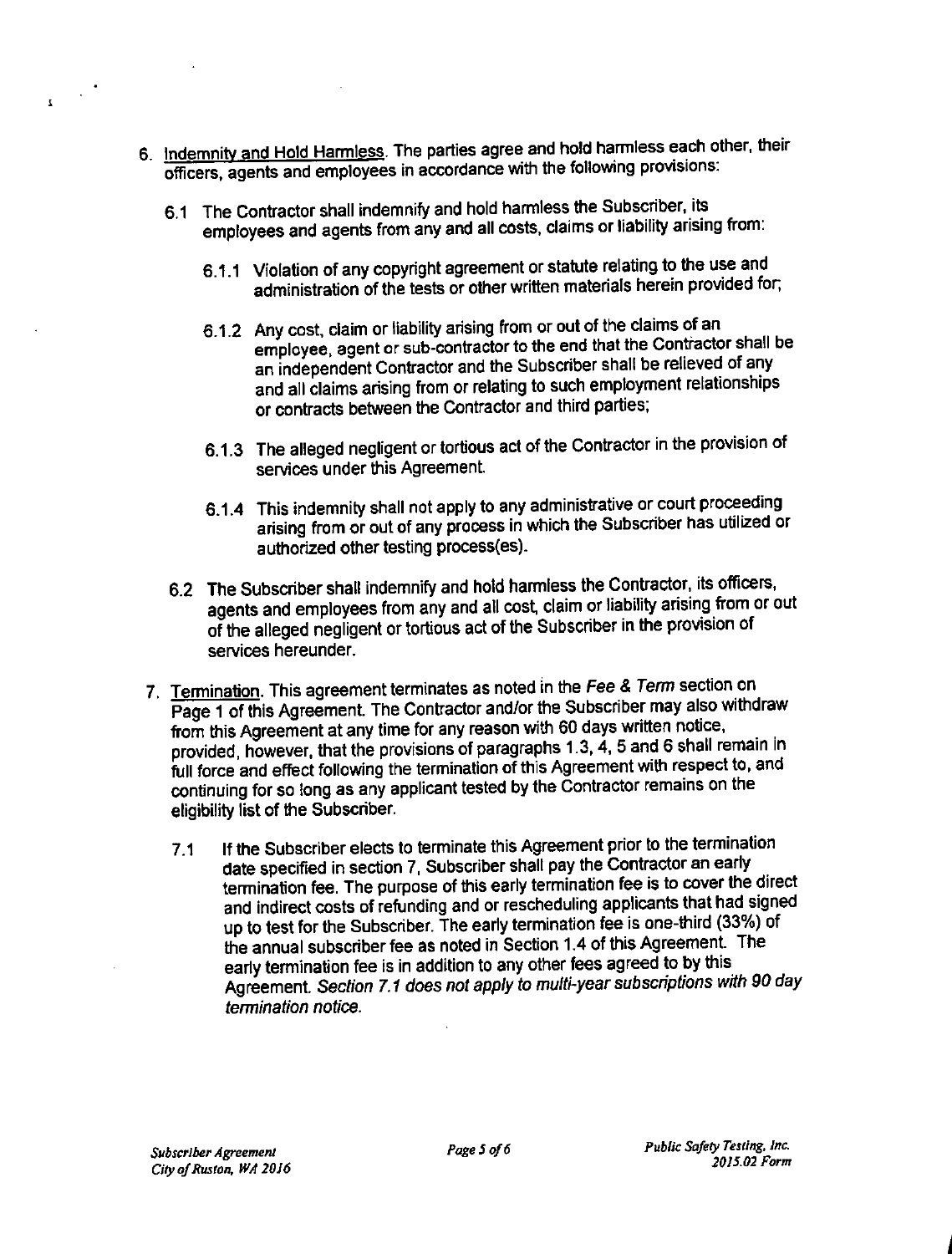6. <u>Indemnity and Hold Harmless</u>. The parties agree and hold harmless each other, their officers, agents and employees in accordance with the following provisions:

   6.1 The Contractor shall indemnify and hold harmless the Subscriber, its employees and agents from any and all costs, claims or liability arising from:

      6.1.1 Violation of any copyright agreement or statute relating to the use and administration of the tests or other written materials herein provided for;

      6.1.2 Any cost, claim or liability arising from or out of the claims of an employee, agent or sub-contractor to the end that the Contractor shall be an independent Contractor and the Subscriber shall be relieved of any and all claims arising from or relating to such employment relationships or contracts between the Contractor and third parties;

      6.1.3 The alleged negligent or tortious act of the Contractor in the provision of services under this Agreement.

      6.1.4 This indemnity shall not apply to any administrative or court proceeding arising from or out of any process in which the Subscriber has utilized or authorized other testing process(es).

   6.2 The Subscriber shall indemnify and hold harmless the Contractor, its officers, agents and employees from any and all cost, claim or liability arising from or out of the alleged negligent or tortious act of the Subscriber in the provision of services hereunder.

7. <u>Termination</u>. This agreement terminates as noted in the *Fee & Term* section on Page 1 of this Agreement. The Contractor and/or the Subscriber may also withdraw from this Agreement at any time for any reason with 60 days written notice, provided, however, that the provisions of paragraphs 1.3, 4, 5 and 6 shall remain in full force and effect following the termination of this Agreement with respect to, and continuing for so long as any applicant tested by the Contractor remains on the eligibility list of the Subscriber.

   7.1 If the Subscriber elects to terminate this Agreement prior to the termination date specified in section 7, Subscriber shall pay the Contractor an early termination fee. The purpose of this early termination fee is to cover the direct and indirect costs of refunding and or rescheduling applicants that had signed up to test for the Subscriber. The early termination fee is one-third (33%) of the annual subscriber fee as noted in Section 1.4 of this Agreement. The early termination fee is in addition to any other fees agreed to by this Agreement. *Section 7.1 does not apply to multi-year subscriptions with 90 day termination notice.*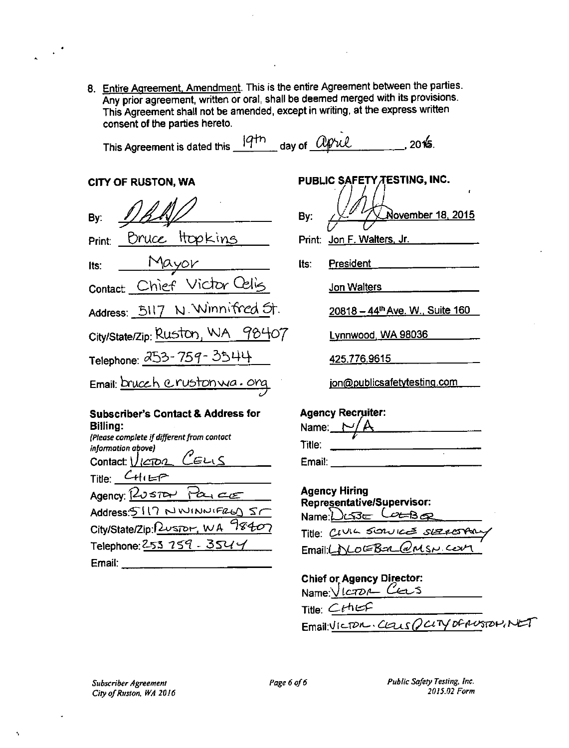8. Entire Agreement, Amendment. This is the entire Agreement between the parties. Any prior agreement, written or oral, shall be deemed merged with its provisions. This Agreement shall not be amended, except in writing, at the express written consent of the parties hereto.

This Agreement is dated this 19th day of April, 2016.

**CITY OF RUSTON, WA**

By: [signature]

Print: Bruce Hopkins

Its: Mayor

Contact: Chief Victor Celis

Address: 5117 N. Winnifred St.

City/State/Zip: Ruston, WA 98407

Telephone: 253-759-3544

Email: bruceh@rustonwa.org

**Subscriber's Contact & Address for Billing:**
*(Please complete if different from contact information above)*

Contact: VICTOR CELIS

Title: CHIEF

Agency: RUSTON POLICE

Address: 5117 N WINNIFRED ST

City/State/Zip: RUSTON, WA 98407

Telephone: 253 759 - 3544

Email:

**PUBLIC SAFETY TESTING, INC.**

By: [signature] November 18, 2015

Print: Jon F. Walters, Jr.

Its: President

Jon Walters

20818 – 44th Ave. W., Suite 160

Lynnwood, WA 98036

425.776.9615

jon@publicsafetytesting.com

**Agency Recruiter:**

Name: N/A

Title:

Email:

**Agency Hiring Representative/Supervisor:**

Name: DUSTE LOEBER

Title: CIVIL SERVICE SECRETARY

Email: DLOEBER@MSN.COM

**Chief or Agency Director:**

Name: VICTOR CELIS

Title: CHIEF

Email: VICTOR.CELIS@CITYOFRUSTON.NET